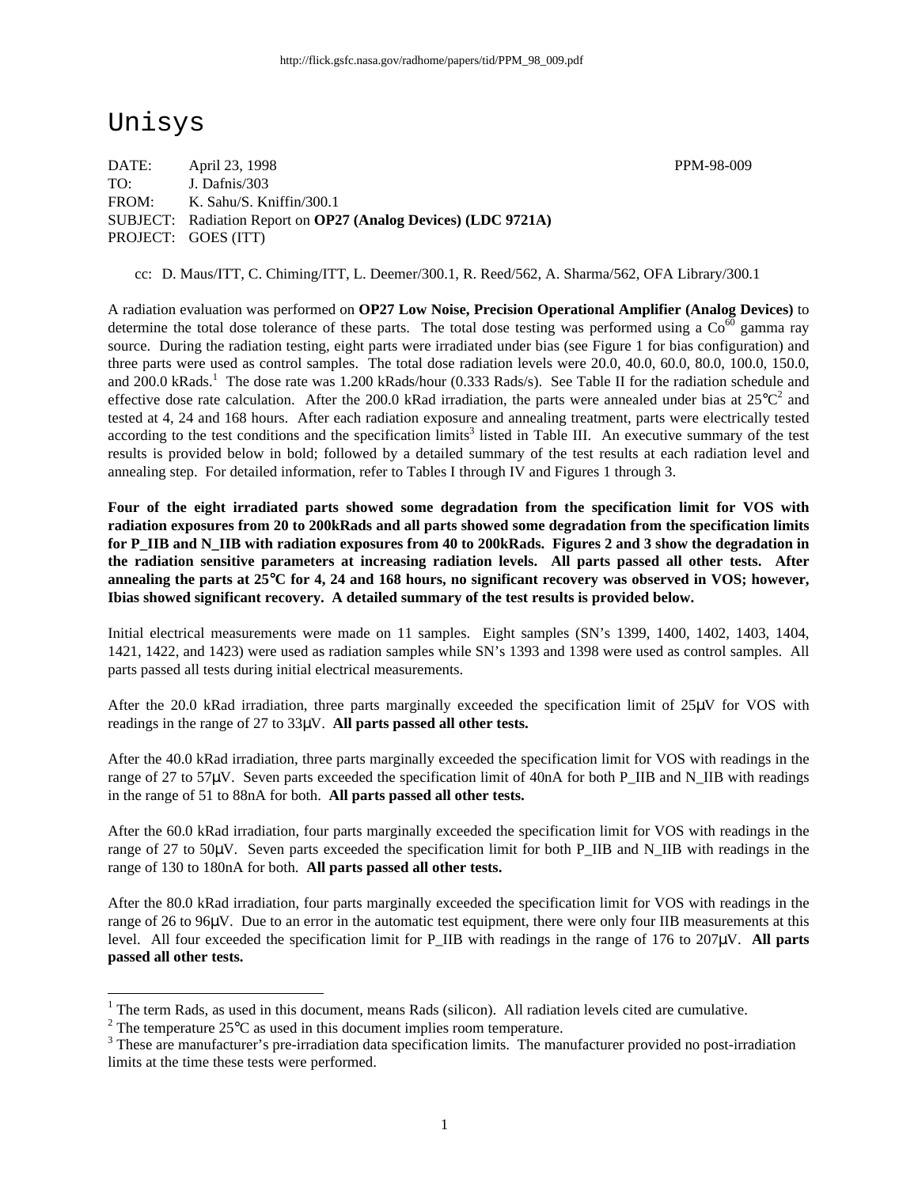http://flick.gsfc.nasa.gov/radhome/papers/tid/PPM_98_009.pdf

# Unisys

DATE: April 23, 1998 PPM-98-009
TO: J. Dafnis/303
FROM: K. Sahu/S. Kniffin/300.1
SUBJECT: Radiation Report on **OP27 (Analog Devices) (LDC 9721A)**
PROJECT: GOES (ITT)

cc: D. Maus/ITT, C. Chiming/ITT, L. Deemer/300.1, R. Reed/562, A. Sharma/562, OFA Library/300.1

A radiation evaluation was performed on **OP27 Low Noise, Precision Operational Amplifier (Analog Devices)** to determine the total dose tolerance of these parts. The total dose testing was performed using a $Co^{60}$ gamma ray source. During the radiation testing, eight parts were irradiated under bias (see Figure 1 for bias configuration) and three parts were used as control samples. The total dose radiation levels were 20.0, 40.0, 60.0, 80.0, 100.0, 150.0, and 200.0 kRads.[1] The dose rate was 1.200 kRads/hour (0.333 Rads/s). See Table II for the radiation schedule and effective dose rate calculation. After the 200.0 kRad irradiation, the parts were annealed under bias at 25°C[2] and tested at 4, 24 and 168 hours. After each radiation exposure and annealing treatment, parts were electrically tested according to the test conditions and the specification limits[3] listed in Table III. An executive summary of the test results is provided below in bold; followed by a detailed summary of the test results at each radiation level and annealing step. For detailed information, refer to Tables I through IV and Figures 1 through 3.

**Four of the eight irradiated parts showed some degradation from the specification limit for VOS with radiation exposures from 20 to 200kRads and all parts showed some degradation from the specification limits for P_IIB and N_IIB with radiation exposures from 40 to 200kRads. Figures 2 and 3 show the degradation in the radiation sensitive parameters at increasing radiation levels. All parts passed all other tests. After annealing the parts at 25°C for 4, 24 and 168 hours, no significant recovery was observed in VOS; however, Ibias showed significant recovery. A detailed summary of the test results is provided below.**

Initial electrical measurements were made on 11 samples. Eight samples (SN's 1399, 1400, 1402, 1403, 1404, 1421, 1422, and 1423) were used as radiation samples while SN's 1393 and 1398 were used as control samples. All parts passed all tests during initial electrical measurements.

After the 20.0 kRad irradiation, three parts marginally exceeded the specification limit of 25μV for VOS with readings in the range of 27 to 33μV. **All parts passed all other tests.**

After the 40.0 kRad irradiation, three parts marginally exceeded the specification limit for VOS with readings in the range of 27 to 57μV. Seven parts exceeded the specification limit of 40nA for both P_IIB and N_IIB with readings in the range of 51 to 88nA for both. **All parts passed all other tests.**

After the 60.0 kRad irradiation, four parts marginally exceeded the specification limit for VOS with readings in the range of 27 to 50μV. Seven parts exceeded the specification limit for both P_IIB and N_IIB with readings in the range of 130 to 180nA for both. **All parts passed all other tests.**

After the 80.0 kRad irradiation, four parts marginally exceeded the specification limit for VOS with readings in the range of 26 to 96μV. Due to an error in the automatic test equipment, there were only four IIB measurements at this level. All four exceeded the specification limit for P_IIB with readings in the range of 176 to 207μV. **All parts passed all other tests.**

---

[1] The term Rads, as used in this document, means Rads (silicon). All radiation levels cited are cumulative.

[2] The temperature 25°C as used in this document implies room temperature.

[3] These are manufacturer's pre-irradiation data specification limits. The manufacturer provided no post-irradiation limits at the time these tests were performed.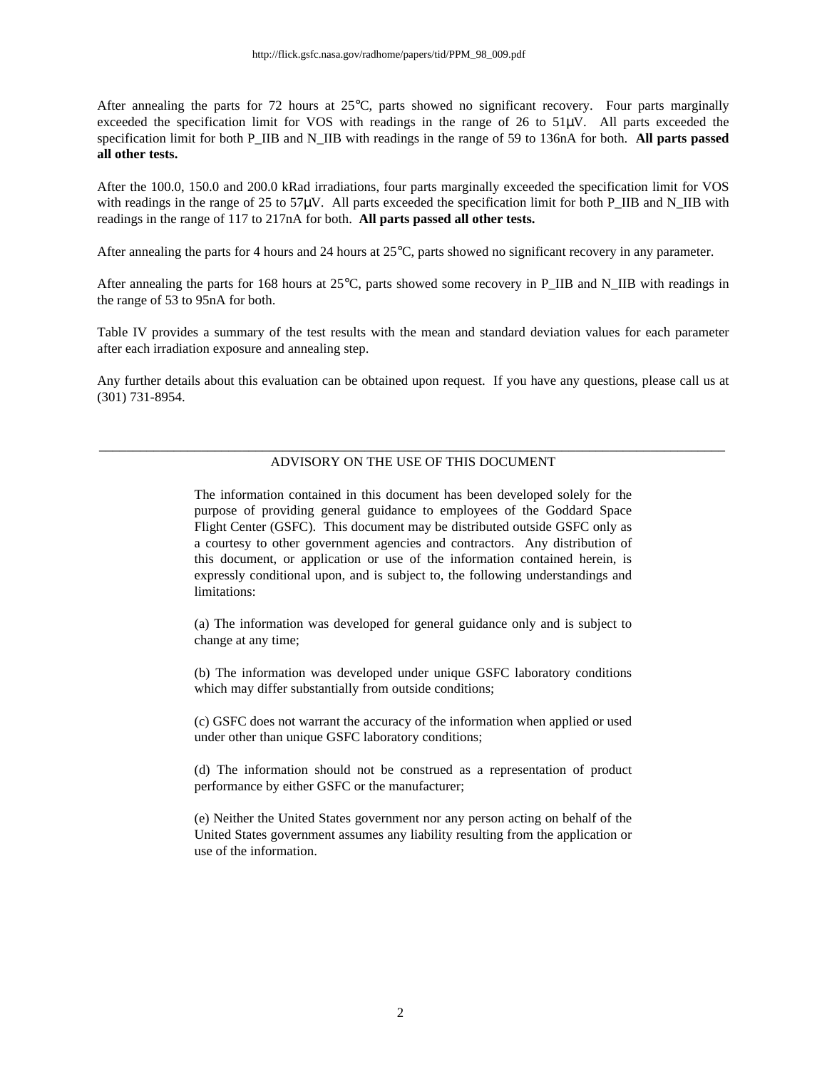After annealing the parts for 72 hours at 25°C, parts showed no significant recovery. Four parts marginally exceeded the specification limit for VOS with readings in the range of 26 to 51μV. All parts exceeded the specification limit for both P_IIB and N_IIB with readings in the range of 59 to 136nA for both. **All parts passed all other tests.**

After the 100.0, 150.0 and 200.0 kRad irradiations, four parts marginally exceeded the specification limit for VOS with readings in the range of 25 to 57μV. All parts exceeded the specification limit for both P_IIB and N_IIB with readings in the range of 117 to 217nA for both. **All parts passed all other tests.**

After annealing the parts for 4 hours and 24 hours at 25°C, parts showed no significant recovery in any parameter.

After annealing the parts for 168 hours at 25°C, parts showed some recovery in P_IIB and N_IIB with readings in the range of 53 to 95nA for both.

Table IV provides a summary of the test results with the mean and standard deviation values for each parameter after each irradiation exposure and annealing step.

Any further details about this evaluation can be obtained upon request. If you have any questions, please call us at (301) 731-8954.

---

ADVISORY ON THE USE OF THIS DOCUMENT

The information contained in this document has been developed solely for the purpose of providing general guidance to employees of the Goddard Space Flight Center (GSFC). This document may be distributed outside GSFC only as a courtesy to other government agencies and contractors. Any distribution of this document, or application or use of the information contained herein, is expressly conditional upon, and is subject to, the following understandings and limitations:

(a) The information was developed for general guidance only and is subject to change at any time;

(b) The information was developed under unique GSFC laboratory conditions which may differ substantially from outside conditions;

(c) GSFC does not warrant the accuracy of the information when applied or used under other than unique GSFC laboratory conditions;

(d) The information should not be construed as a representation of product performance by either GSFC or the manufacturer;

(e) Neither the United States government nor any person acting on behalf of the United States government assumes any liability resulting from the application or use of the information.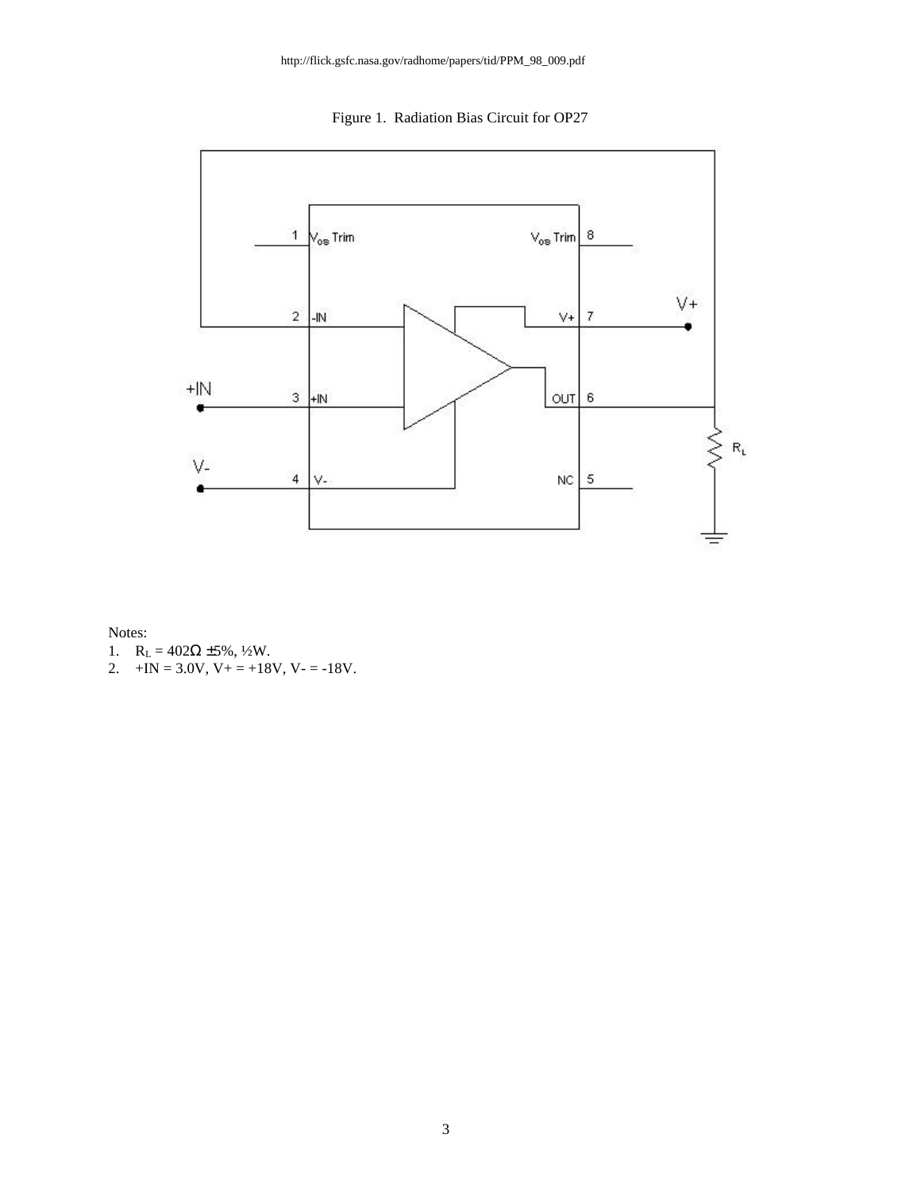http://flick.gsfc.nasa.gov/radhome/papers/tid/PPM_98_009.pdf

Figure 1. Radiation Bias Circuit for OP27

Notes:
1. $R_L$ = 402Ω ±5%, ½W.
2. +IN = 3.0V, V+ = +18V, V- = -18V.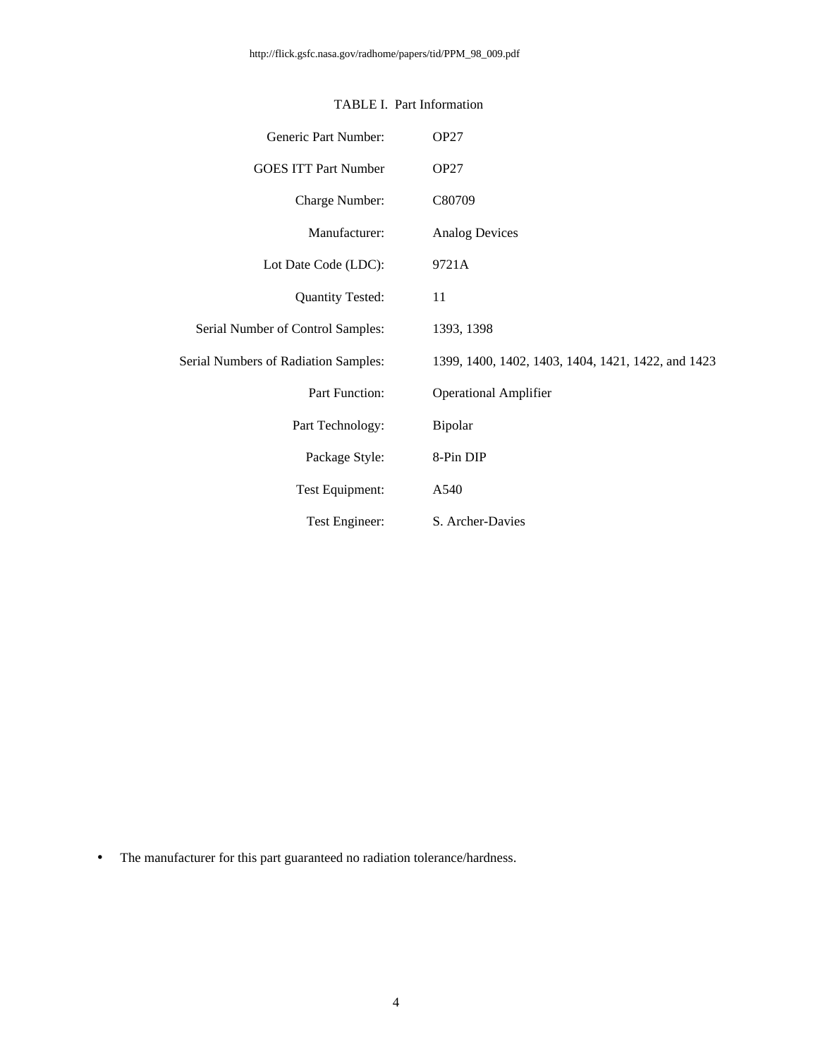http://flick.gsfc.nasa.gov/radhome/papers/tid/PPM_98_009.pdf

TABLE I. Part Information

| | |
|---|---|
| Generic Part Number: | OP27 |
| GOES ITT Part Number | OP27 |
| Charge Number: | C80709 |
| Manufacturer: | Analog Devices |
| Lot Date Code (LDC): | 9721A |
| Quantity Tested: | 11 |
| Serial Number of Control Samples: | 1393, 1398 |
| Serial Numbers of Radiation Samples: | 1399, 1400, 1402, 1403, 1404, 1421, 1422, and 1423 |
| Part Function: | Operational Amplifier |
| Part Technology: | Bipolar |
| Package Style: | 8-Pin DIP |
| Test Equipment: | A540 |
| Test Engineer: | S. Archer-Davies |

- The manufacturer for this part guaranteed no radiation tolerance/hardness.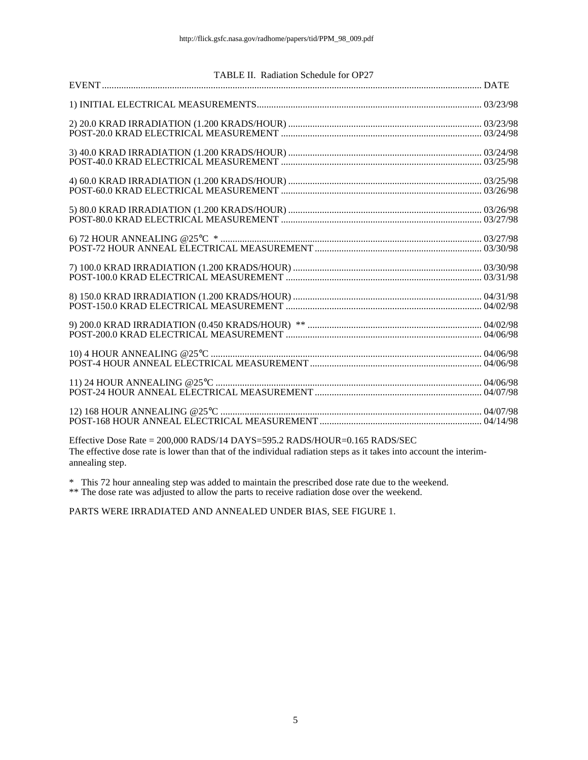http://flick.gsfc.nasa.gov/radhome/papers/tid/PPM_98_009.pdf

TABLE II. Radiation Schedule for OP27

| EVENT | DATE |
|---|---|
| 1) INITIAL ELECTRICAL MEASUREMENTS | 03/23/98 |
| 2) 20.0 KRAD IRRADIATION (1.200 KRADS/HOUR) | 03/23/98 |
| POST-20.0 KRAD ELECTRICAL MEASUREMENT | 03/24/98 |
| 3) 40.0 KRAD IRRADIATION (1.200 KRADS/HOUR) | 03/24/98 |
| POST-40.0 KRAD ELECTRICAL MEASUREMENT | 03/25/98 |
| 4) 60.0 KRAD IRRADIATION (1.200 KRADS/HOUR) | 03/25/98 |
| POST-60.0 KRAD ELECTRICAL MEASUREMENT | 03/26/98 |
| 5) 80.0 KRAD IRRADIATION (1.200 KRADS/HOUR) | 03/26/98 |
| POST-80.0 KRAD ELECTRICAL MEASUREMENT | 03/27/98 |
| 6) 72 HOUR ANNEALING @25°C * | 03/27/98 |
| POST-72 HOUR ANNEAL ELECTRICAL MEASUREMENT | 03/30/98 |
| 7) 100.0 KRAD IRRADIATION (1.200 KRADS/HOUR) | 03/30/98 |
| POST-100.0 KRAD ELECTRICAL MEASUREMENT | 03/31/98 |
| 8) 150.0 KRAD IRRADIATION (1.200 KRADS/HOUR) | 04/31/98 |
| POST-150.0 KRAD ELECTRICAL MEASUREMENT | 04/02/98 |
| 9) 200.0 KRAD IRRADIATION (0.450 KRADS/HOUR) ** | 04/02/98 |
| POST-200.0 KRAD ELECTRICAL MEASUREMENT | 04/06/98 |
| 10) 4 HOUR ANNEALING @25°C | 04/06/98 |
| POST-4 HOUR ANNEAL ELECTRICAL MEASUREMENT | 04/06/98 |
| 11) 24 HOUR ANNEALING @25°C | 04/06/98 |
| POST-24 HOUR ANNEAL ELECTRICAL MEASUREMENT | 04/07/98 |
| 12) 168 HOUR ANNEALING @25°C | 04/07/98 |
| POST-168 HOUR ANNEAL ELECTRICAL MEASUREMENT | 04/14/98 |

Effective Dose Rate = 200,000 RADS/14 DAYS=595.2 RADS/HOUR=0.165 RADS/SEC
The effective dose rate is lower than that of the individual radiation steps as it takes into account the interim-annealing step.

* This 72 hour annealing step was added to maintain the prescribed dose rate due to the weekend.
** The dose rate was adjusted to allow the parts to receive radiation dose over the weekend.

PARTS WERE IRRADIATED AND ANNEALED UNDER BIAS, SEE FIGURE 1.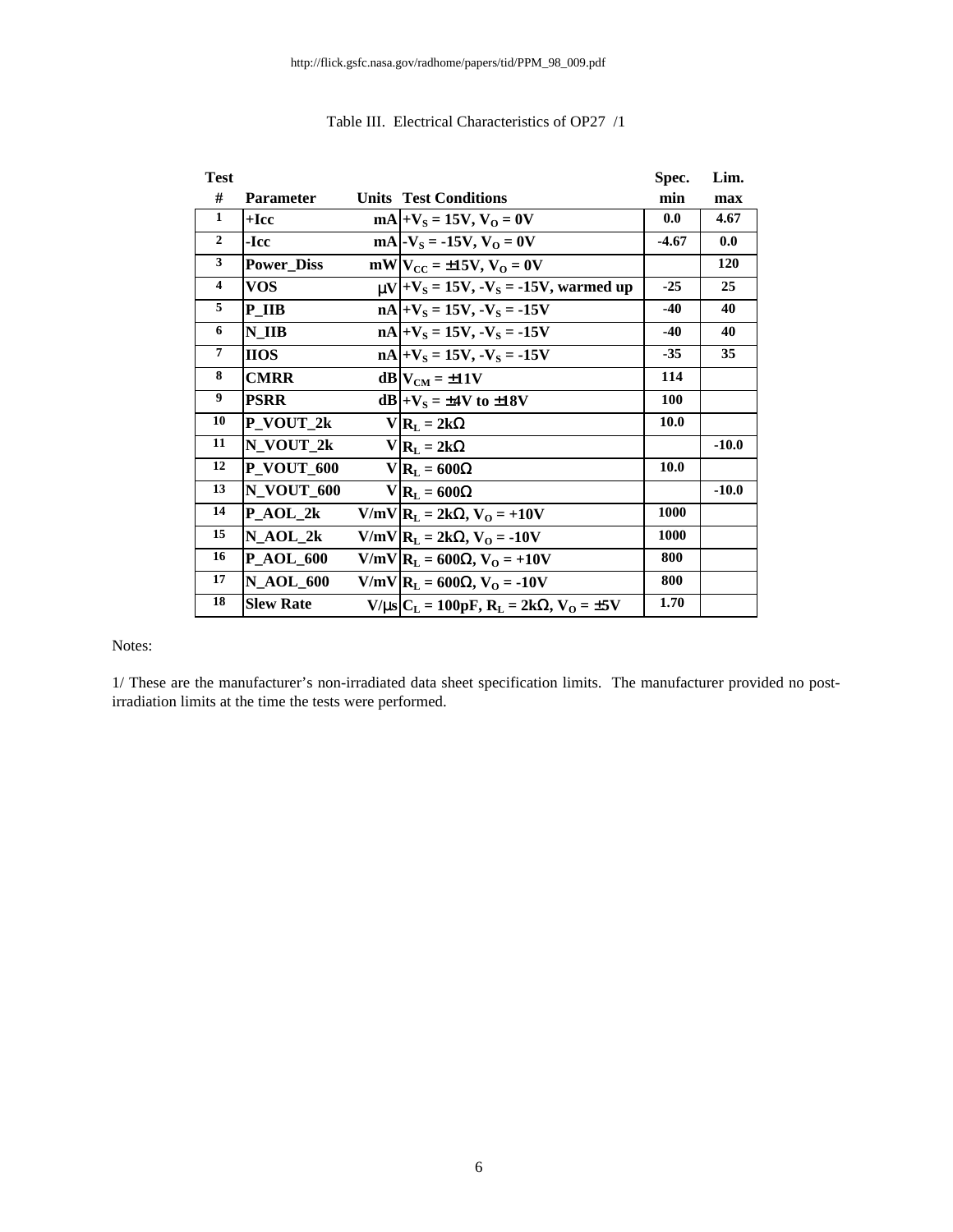Table III. Electrical Characteristics of OP27 /1

| Test # | Parameter | Units | Test Conditions | Spec. min | Lim. max |
|---|---|---|---|---|---|
| 1 | +Icc | mA | $+V_S$ = 15V, $V_O$ = 0V | 0.0 | 4.67 |
| 2 | -Icc | mA | $-V_S$ = -15V, $V_O$ = 0V | -4.67 | 0.0 |
| 3 | Power_Diss | mW | $V_{CC}$ = ±15V, $V_O$ = 0V | | 120 |
| 4 | VOS | μV | $+V_S$ = 15V, $-V_S$ = -15V, warmed up | -25 | 25 |
| 5 | P_IIB | nA | $+V_S$ = 15V, $-V_S$ = -15V | -40 | 40 |
| 6 | N_IIB | nA | $+V_S$ = 15V, $-V_S$ = -15V | -40 | 40 |
| 7 | IIOS | nA | $+V_S$ = 15V, $-V_S$ = -15V | -35 | 35 |
| 8 | CMRR | dB | $V_{CM}$ = ±11V | 114 | |
| 9 | PSRR | dB | $+V_S$ = ±4V to ±18V | 100 | |
| 10 | P_VOUT_2k | V | $R_L$ = 2kΩ | 10.0 | |
| 11 | N_VOUT_2k | V | $R_L$ = 2kΩ | | -10.0 |
| 12 | P_VOUT_600 | V | $R_L$ = 600Ω | 10.0 | |
| 13 | N_VOUT_600 | V | $R_L$ = 600Ω | | -10.0 |
| 14 | P_AOL_2k | V/mV | $R_L$ = 2kΩ, $V_O$ = +10V | 1000 | |
| 15 | N_AOL_2k | V/mV | $R_L$ = 2kΩ, $V_O$ = -10V | 1000 | |
| 16 | P_AOL_600 | V/mV | $R_L$ = 600Ω, $V_O$ = +10V | 800 | |
| 17 | N_AOL_600 | V/mV | $R_L$ = 600Ω, $V_O$ = -10V | 800 | |
| 18 | Slew Rate | V/μs | $C_L$ = 100pF, $R_L$ = 2kΩ, $V_O$ = ±5V | 1.70 | |

Notes:

1/ These are the manufacturer's non-irradiated data sheet specification limits. The manufacturer provided no post-irradiation limits at the time the tests were performed.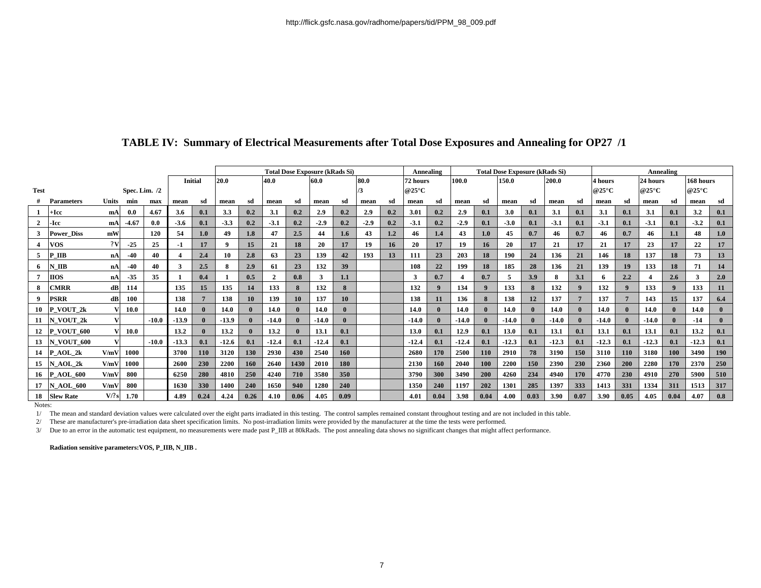## TABLE IV: Summary of Electrical Measurements after Total Dose Exposures and Annealing for OP27 /1

| Test # | Parameters | Units | Spec. Lim. /2 min | Spec. Lim. /2 max | Initial mean | Initial sd | Total Dose Exposure (kRads Si) 20.0 mean | 20.0 sd | 40.0 mean | 40.0 sd | 60.0 mean | 60.0 sd | 80.0 /3 mean | 80.0 /3 sd | Annealing 72 hours @25°C mean | 72 hours sd | Total Dose Exposure (kRads Si) 100.0 mean | 100.0 sd | 150.0 mean | 150.0 sd | 200.0 mean | 200.0 sd | Annealing 4 hours @25°C mean | 4 hours sd | 24 hours @25°C mean | 24 hours sd | 168 hours @25°C mean | 168 hours sd |
|---|---|---|---|---|---|---|---|---|---|---|---|---|---|---|---|---|---|---|---|---|---|---|---|---|---|---|---|---|
| 1 | +Icc | mA | 0.0 | 4.67 | 3.6 | 0.1 | 3.3 | 0.2 | 3.1 | 0.2 | 2.9 | 0.2 | 2.9 | 0.2 | 3.01 | 0.2 | 2.9 | 0.1 | 3.0 | 0.1 | 3.1 | 0.1 | 3.1 | 0.1 | 3.1 | 0.1 | 3.2 | 0.1 |
| 2 | -Icc | mA | -4.67 | 0.0 | -3.6 | 0.1 | -3.3 | 0.2 | -3.1 | 0.2 | -2.9 | 0.2 | -2.9 | 0.2 | -3.1 | 0.2 | -2.9 | 0.1 | -3.0 | 0.1 | -3.1 | 0.1 | -3.1 | 0.1 | -3.1 | 0.1 | -3.2 | 0.1 |
| 3 | Power_Diss | mW | | 120 | 54 | 1.0 | 49 | 1.8 | 47 | 2.5 | 44 | 1.6 | 43 | 1.2 | 46 | 1.4 | 43 | 1.0 | 45 | 0.7 | 46 | 0.7 | 46 | 0.7 | 46 | 1.1 | 48 | 1.0 |
| 4 | VOS | ?V | -25 | 25 | -1 | 17 | 9 | 15 | 21 | 18 | 20 | 17 | 19 | 16 | 20 | 17 | 19 | 16 | 20 | 17 | 21 | 17 | 21 | 17 | 23 | 17 | 22 | 17 |
| 5 | P_IIB | nA | -40 | 40 | 4 | 2.4 | 10 | 2.8 | 63 | 23 | 139 | 42 | 193 | 13 | 111 | 23 | 203 | 18 | 190 | 24 | 136 | 21 | 146 | 18 | 137 | 18 | 73 | 13 |
| 6 | N_IIB | nA | -40 | 40 | 3 | 2.5 | 8 | 2.9 | 61 | 23 | 132 | 39 | | | 108 | 22 | 199 | 18 | 185 | 28 | 136 | 21 | 139 | 19 | 133 | 18 | 71 | 14 |
| 7 | IIOS | nA | -35 | 35 | 1 | 0.4 | 1 | 0.5 | 2 | 0.8 | 3 | 1.1 | | | 3 | 0.7 | 4 | 0.7 | 5 | 3.9 | 8 | 3.1 | 6 | 2.2 | 4 | 2.6 | 3 | 2.0 |
| 8 | CMRR | dB | 114 | | 135 | 15 | 135 | 14 | 133 | 8 | 132 | 8 | | | 132 | 9 | 134 | 9 | 133 | 8 | 132 | 9 | 132 | 9 | 133 | 9 | 133 | 11 |
| 9 | PSRR | dB | 100 | | 138 | 7 | 138 | 10 | 139 | 10 | 137 | 10 | | | 138 | 11 | 136 | 8 | 138 | 12 | 137 | 7 | 137 | 7 | 143 | 15 | 137 | 6.4 |
| 10 | P_VOUT_2k | V | 10.0 | | 14.0 | 0 | 14.0 | 0 | 14.0 | 0 | 14.0 | 0 | | | 14.0 | 0 | 14.0 | 0 | 14.0 | 0 | 14.0 | 0 | 14.0 | 0 | 14.0 | 0 | 14.0 | 0 |
| 11 | N_VOUT_2k | V | | -10.0 | -13.9 | 0 | -13.9 | 0 | -14.0 | 0 | -14.0 | 0 | | | -14.0 | 0 | -14.0 | 0 | -14.0 | 0 | -14.0 | 0 | -14.0 | 0 | -14.0 | 0 | -14 | 0 |
| 12 | P_VOUT_600 | V | 10.0 | | 13.2 | 0 | 13.2 | 0 | 13.2 | 0 | 13.1 | 0.1 | | | 13.0 | 0.1 | 12.9 | 0.1 | 13.0 | 0.1 | 13.1 | 0.1 | 13.1 | 0.1 | 13.1 | 0.1 | 13.2 | 0.1 |
| 13 | N_VOUT_600 | V | | -10.0 | -13.3 | 0.1 | -12.6 | 0.1 | -12.4 | 0.1 | -12.4 | 0.1 | | | -12.4 | 0.1 | -12.4 | 0.1 | -12.3 | 0.1 | -12.3 | 0.1 | -12.3 | 0.1 | -12.3 | 0.1 | -12.3 | 0.1 |
| 14 | P_AOL_2k | V/mV | 1000 | | 3700 | 110 | 3120 | 130 | 2930 | 430 | 2540 | 160 | | | 2680 | 170 | 2500 | 110 | 2910 | 78 | 3190 | 150 | 3110 | 110 | 3180 | 100 | 3490 | 190 |
| 15 | N_AOL_2k | V/mV | 1000 | | 2600 | 230 | 2200 | 160 | 2640 | 1430 | 2010 | 180 | | | 2130 | 160 | 2040 | 100 | 2200 | 150 | 2390 | 230 | 2360 | 200 | 2280 | 170 | 2370 | 250 |
| 16 | P_AOL_600 | V/mV | 800 | | 6250 | 280 | 4810 | 250 | 4240 | 710 | 3580 | 350 | | | 3790 | 300 | 3490 | 200 | 4260 | 234 | 4940 | 170 | 4770 | 230 | 4910 | 270 | 5900 | 510 |
| 17 | N_AOL_600 | V/mV | 800 | | 1630 | 330 | 1400 | 240 | 1650 | 940 | 1280 | 240 | | | 1350 | 240 | 1197 | 202 | 1301 | 285 | 1397 | 333 | 1413 | 331 | 1334 | 311 | 1513 | 317 |
| 18 | Slew Rate | V/?s | 1.70 | | 4.89 | 0.24 | 4.24 | 0.26 | 4.10 | 0.06 | 4.05 | 0.09 | | | 4.01 | 0.04 | 3.98 | 0.04 | 4.00 | 0.03 | 3.90 | 0.07 | 3.90 | 0.05 | 4.05 | 0.04 | 4.07 | 0.8 |

Notes:

1/ The mean and standard deviation values were calculated over the eight parts irradiated in this testing. The control samples remained constant throughout testing and are not included in this table.

2/ These are manufacturer's pre-irradiation data sheet specification limits. No post-irradiation limits were provided by the manufacturer at the time the tests were performed.

3/ Due to an error in the automatic test equipment, no measurements were made past P_IIB at 80kRads. The post annealing data shows no significant changes that might affect performance.

**Radiation sensitive parameters:VOS, P_IIB, N_IIB .**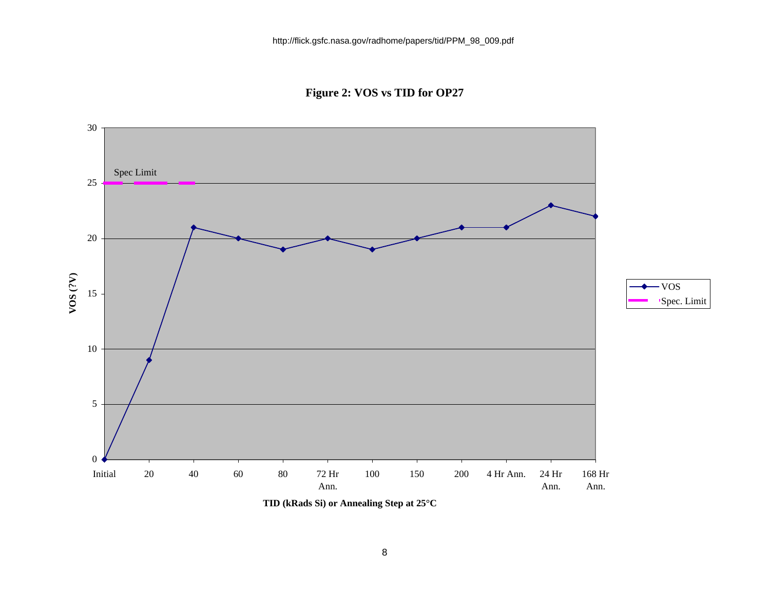**Figure 2: VOS vs TID for OP27**

| TID (kRads Si) or Annealing Step at 25°C | VOS (?V) | Spec. Limit |
|---|---|---|
| Initial | 0 | 25 |
| 20 | 9 | 25 |
| 40 | 21 | 25 |
| 60 | 20 | |
| 80 | 19 | |
| 72 Hr Ann. | 20 | |
| 100 | 19 | |
| 150 | 20 | |
| 200 | 21 | |
| 4 Hr Ann. | 21 | |
| 24 Hr Ann. | 23 | |
| 168 Hr Ann. | 22 | |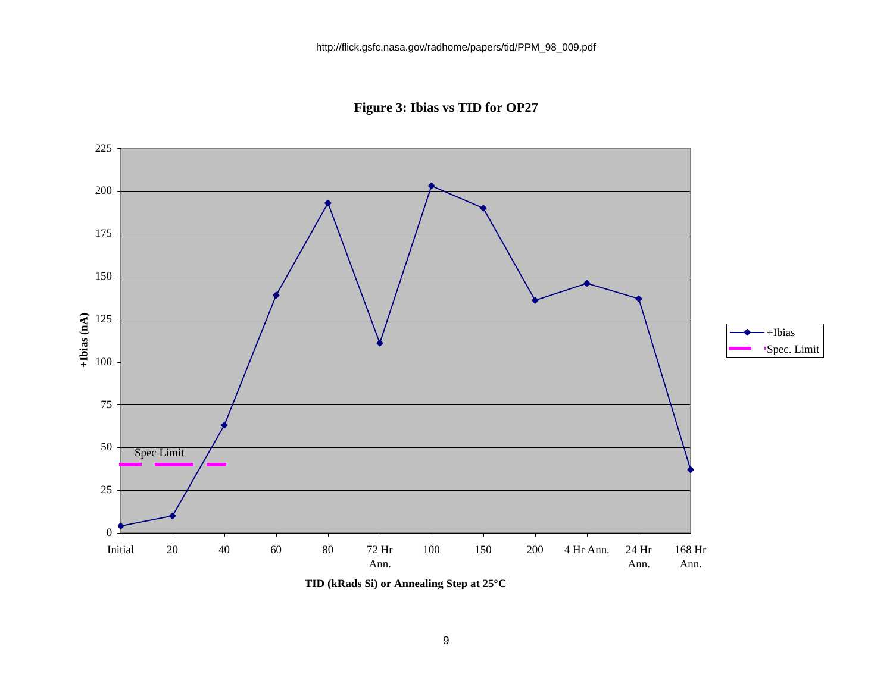http://flick.gsfc.nasa.gov/radhome/papers/tid/PPM_98_009.pdf

**Figure 3: Ibias vs TID for OP27**

+Ibias (nA)

225
200
175
150
125
100
75
50
25
0

Spec Limit

Initial 20 40 60 80 72 Hr Ann. 100 150 200 4 Hr Ann. 24 Hr Ann. 168 Hr Ann.

TID (kRads Si) or Annealing Step at 25°C

+Ibias
Spec. Limit